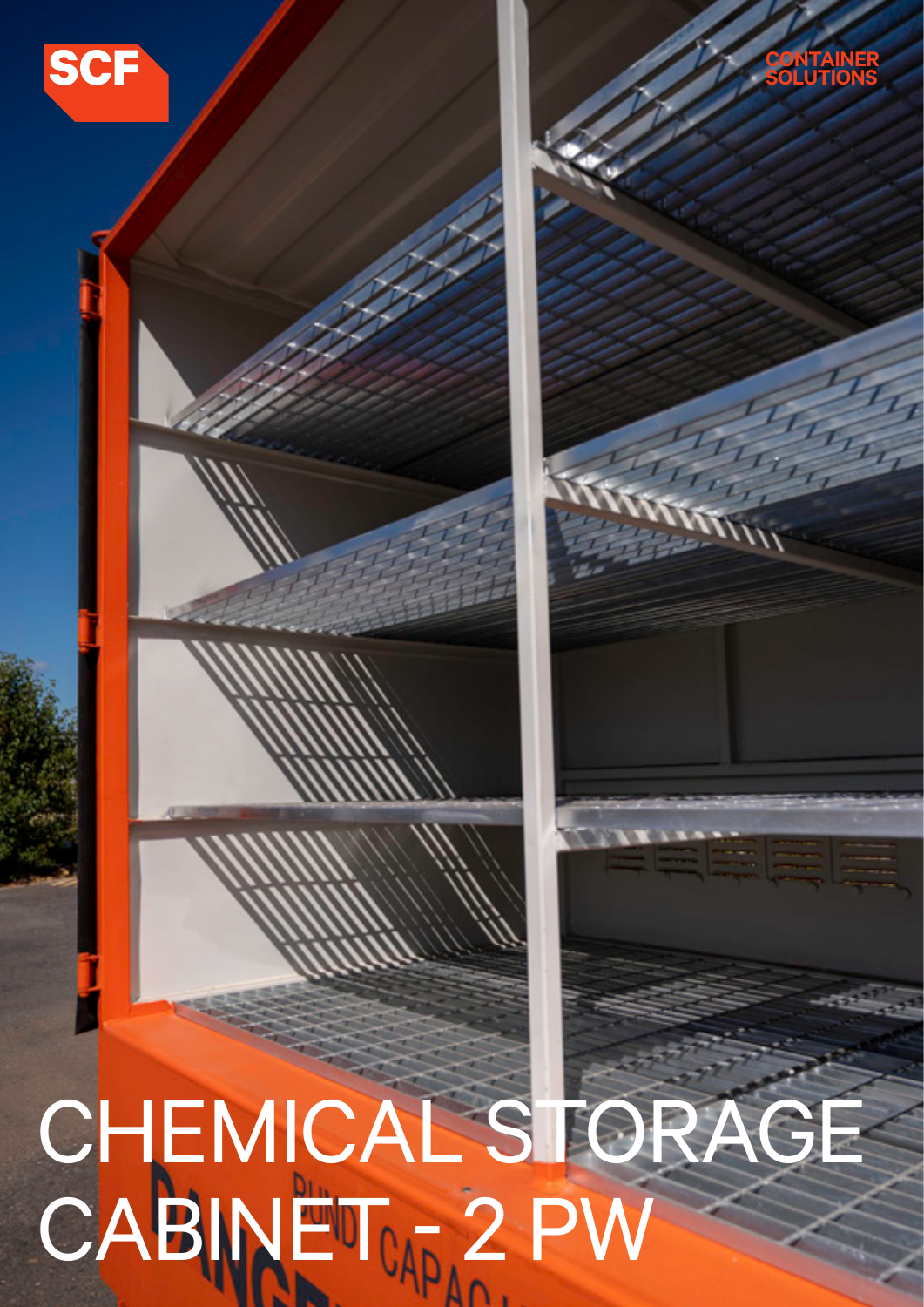SCF

CONTAINER SOLUTIONS

# CHEMICAL STORAGE CABINET - 2 PW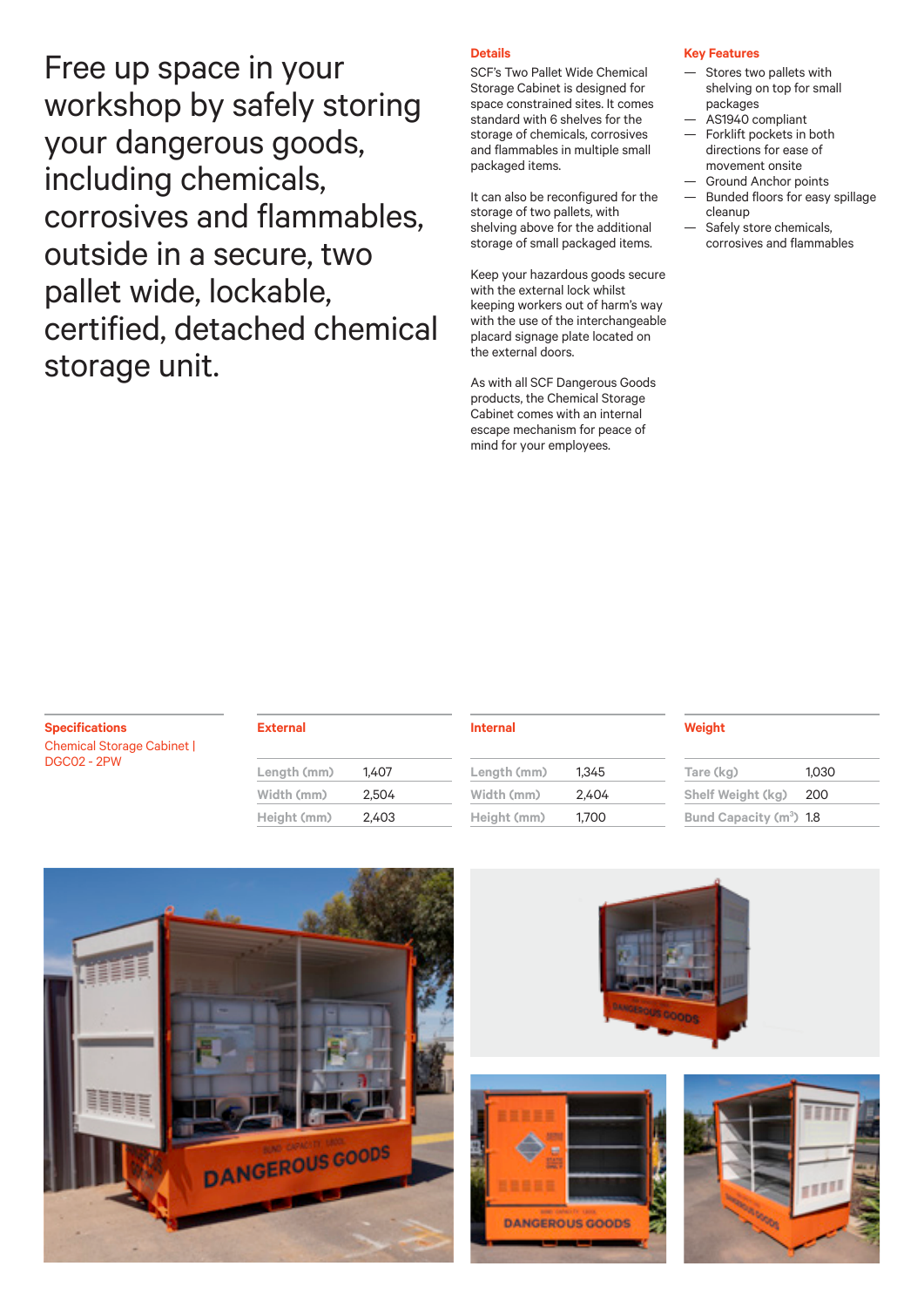# Free up space in your workshop by safely storing your dangerous goods, including chemicals, corrosives and flammables, outside in a secure, two pallet wide, lockable, certified, detached chemical storage unit.

### Details

SCF's Two Pallet Wide Chemical Storage Cabinet is designed for space constrained sites. It comes standard with 6 shelves for the storage of chemicals, corrosives and flammables in multiple small packaged items.

It can also be reconfigured for the storage of two pallets, with shelving above for the additional storage of small packaged items.

Keep your hazardous goods secure with the external lock whilst keeping workers out of harm's way with the use of the interchangeable placard signage plate located on the external doors.

As with all SCF Dangerous Goods products, the Chemical Storage Cabinet comes with an internal escape mechanism for peace of mind for your employees.

### Key Features

- Stores two pallets with shelving on top for small packages
- AS1940 compliant
- Forklift pockets in both directions for ease of movement onsite
- Ground Anchor points
- Bunded floors for easy spillage cleanup
- Safely store chemicals, corrosives and flammables

### Specifications

Chemical Storage Cabinet | DGC02 - 2PW

| External | | Internal | | Weight | |
|---|---|---|---|---|---|
| Length (mm) | 1,407 | Length (mm) | 1,345 | Tare (kg) | 1,030 |
| Width (mm) | 2,504 | Width (mm) | 2,404 | Shelf Weight (kg) | 200 |
| Height (mm) | 2,403 | Height (mm) | 1,700 | Bund Capacity ($m^3$) | 1.8 |